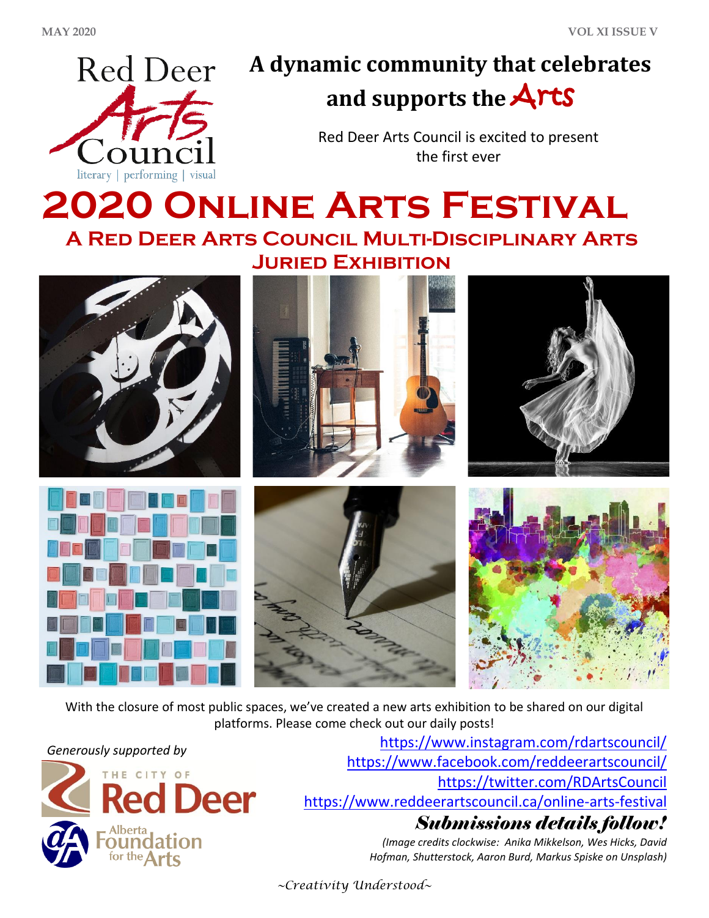# A dynamic community that celebrates and supports the Arts

Red Deer Arts Council is excited to present the first ever

# 2020 Online Arts Festival

## A Red Deer Arts Council Multi-Disciplinary Arts Juried Exhibition

With the closure of most public spaces, we've created a new arts exhibition to be shared on our digital platforms. Please come check out our daily posts!

*Generously supported by*

https://www.instagram.com/rdartscouncil/
https://www.facebook.com/reddeerartscouncil/
https://twitter.com/RDArtsCouncil
https://www.reddeerartscouncil.ca/online-arts-festival

***Submissions details follow!***

*(Image credits clockwise: Anika Mikkelson, Wes Hicks, David Hofman, Shutterstock, Aaron Burd, Markus Spiske on Unsplash)*

*~Creativity Understood~*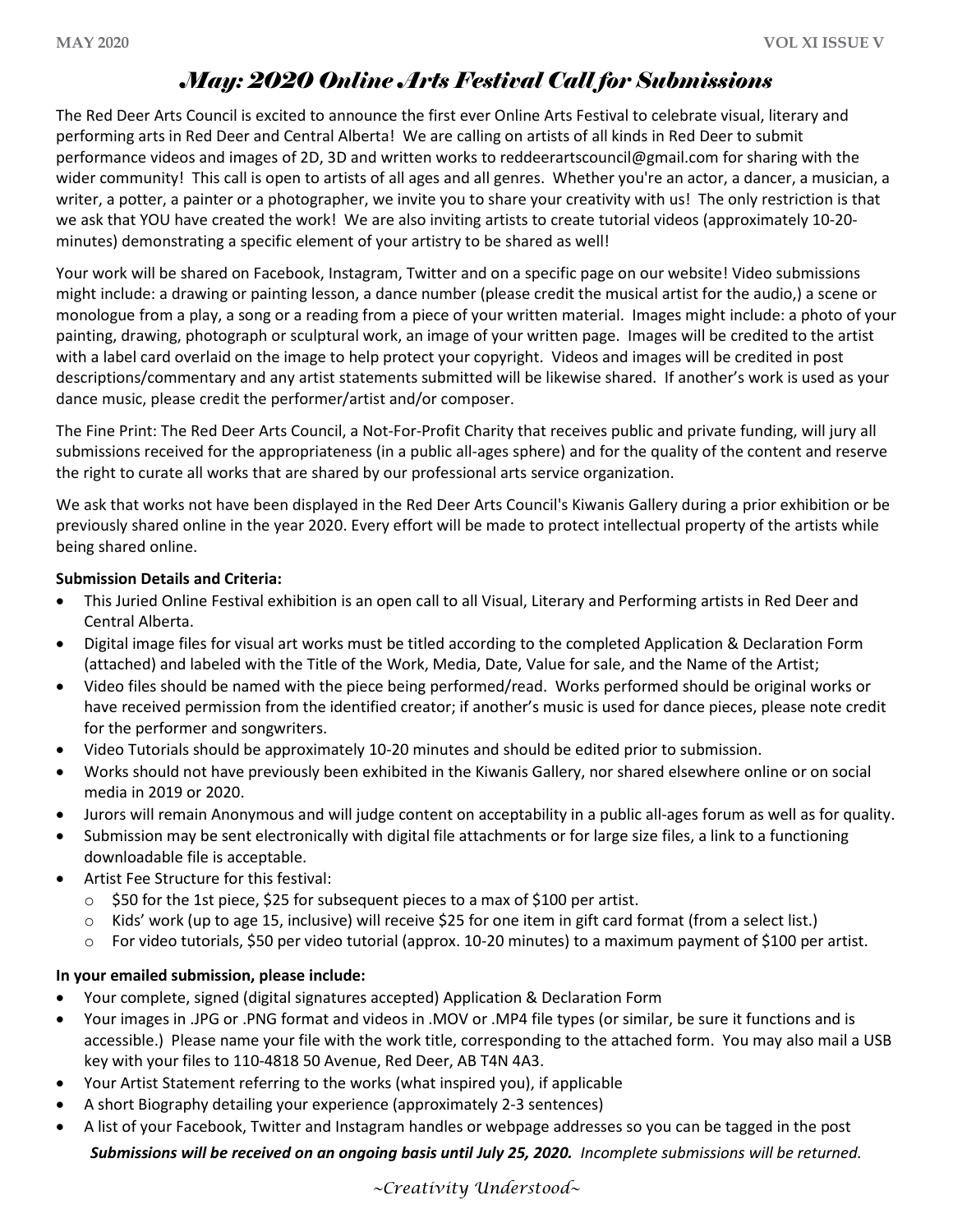# *May: 2020 Online Arts Festival Call for Submissions*

The Red Deer Arts Council is excited to announce the first ever Online Arts Festival to celebrate visual, literary and performing arts in Red Deer and Central Alberta! We are calling on artists of all kinds in Red Deer to submit performance videos and images of 2D, 3D and written works to reddeerartscouncil@gmail.com for sharing with the wider community! This call is open to artists of all ages and all genres. Whether you're an actor, a dancer, a musician, a writer, a potter, a painter or a photographer, we invite you to share your creativity with us! The only restriction is that we ask that YOU have created the work! We are also inviting artists to create tutorial videos (approximately 10-20-minutes) demonstrating a specific element of your artistry to be shared as well!

Your work will be shared on Facebook, Instagram, Twitter and on a specific page on our website! Video submissions might include: a drawing or painting lesson, a dance number (please credit the musical artist for the audio,) a scene or monologue from a play, a song or a reading from a piece of your written material. Images might include: a photo of your painting, drawing, photograph or sculptural work, an image of your written page. Images will be credited to the artist with a label card overlaid on the image to help protect your copyright. Videos and images will be credited in post descriptions/commentary and any artist statements submitted will be likewise shared. If another's work is used as your dance music, please credit the performer/artist and/or composer.

The Fine Print: The Red Deer Arts Council, a Not-For-Profit Charity that receives public and private funding, will jury all submissions received for the appropriateness (in a public all-ages sphere) and for the quality of the content and reserve the right to curate all works that are shared by our professional arts service organization.

We ask that works not have been displayed in the Red Deer Arts Council's Kiwanis Gallery during a prior exhibition or be previously shared online in the year 2020. Every effort will be made to protect intellectual property of the artists while being shared online.

**Submission Details and Criteria:**

- This Juried Online Festival exhibition is an open call to all Visual, Literary and Performing artists in Red Deer and Central Alberta.
- Digital image files for visual art works must be titled according to the completed Application & Declaration Form (attached) and labeled with the Title of the Work, Media, Date, Value for sale, and the Name of the Artist;
- Video files should be named with the piece being performed/read. Works performed should be original works or have received permission from the identified creator; if another's music is used for dance pieces, please note credit for the performer and songwriters.
- Video Tutorials should be approximately 10-20 minutes and should be edited prior to submission.
- Works should not have previously been exhibited in the Kiwanis Gallery, nor shared elsewhere online or on social media in 2019 or 2020.
- Jurors will remain Anonymous and will judge content on acceptability in a public all-ages forum as well as for quality.
- Submission may be sent electronically with digital file attachments or for large size files, a link to a functioning downloadable file is acceptable.
- Artist Fee Structure for this festival:
  - $50 for the 1st piece, $25 for subsequent pieces to a max of $100 per artist.
  - Kids' work (up to age 15, inclusive) will receive $25 for one item in gift card format (from a select list.)
  - For video tutorials, $50 per video tutorial (approx. 10-20 minutes) to a maximum payment of $100 per artist.

**In your emailed submission, please include:**

- Your complete, signed (digital signatures accepted) Application & Declaration Form
- Your images in .JPG or .PNG format and videos in .MOV or .MP4 file types (or similar, be sure it functions and is accessible.) Please name your file with the work title, corresponding to the attached form. You may also mail a USB key with your files to 110-4818 50 Avenue, Red Deer, AB T4N 4A3.
- Your Artist Statement referring to the works (what inspired you), if applicable
- A short Biography detailing your experience (approximately 2-3 sentences)
- A list of your Facebook, Twitter and Instagram handles or webpage addresses so you can be tagged in the post

***Submissions will be received on an ongoing basis until July 25, 2020.*** *Incomplete submissions will be returned.*

*~Creativity Understood~*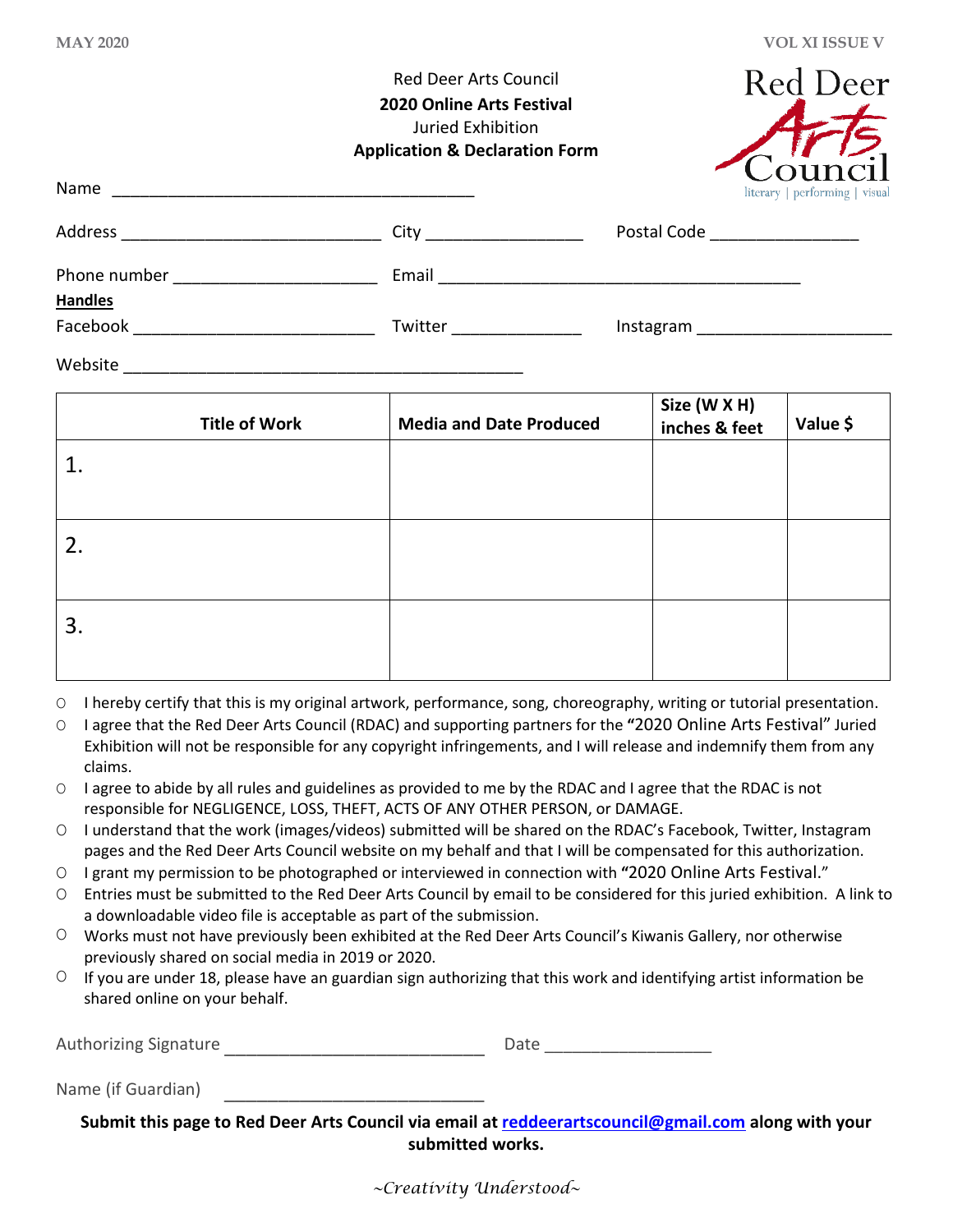Red Deer Arts Council
**2020 Online Arts Festival**
Juried Exhibition
**Application & Declaration Form**

Red Deer Arts Council
literary | performing | visual

Name ________________________________________

Address ____________________________ City _________________ Postal Code ________________

Phone number ______________________ Email ________________________________________

**Handles**

Facebook __________________________ Twitter ______________ Instagram _____________________

Website ____________________________________________

| Title of Work | Media and Date Produced | Size (W X H) inches & feet | Value $ |
|---|---|---|---|
| 1. | | | |
| 2. | | | |
| 3. | | | |

- I hereby certify that this is my original artwork, performance, song, choreography, writing or tutorial presentation.
- I agree that the Red Deer Arts Council (RDAC) and supporting partners for the "2020 Online Arts Festival" Juried Exhibition will not be responsible for any copyright infringements, and I will release and indemnify them from any claims.
- I agree to abide by all rules and guidelines as provided to me by the RDAC and I agree that the RDAC is not responsible for NEGLIGENCE, LOSS, THEFT, ACTS OF ANY OTHER PERSON, or DAMAGE.
- I understand that the work (images/videos) submitted will be shared on the RDAC's Facebook, Twitter, Instagram pages and the Red Deer Arts Council website on my behalf and that I will be compensated for this authorization.
- I grant my permission to be photographed or interviewed in connection with "2020 Online Arts Festival."
- Entries must be submitted to the Red Deer Arts Council by email to be considered for this juried exhibition. A link to a downloadable video file is acceptable as part of the submission.
- Works must not have previously been exhibited at the Red Deer Arts Council's Kiwanis Gallery, nor otherwise previously shared on social media in 2019 or 2020.
- If you are under 18, please have an guardian sign authorizing that this work and identifying artist information be shared online on your behalf.

Authorizing Signature ____________________________ Date __________________

Name (if Guardian) ____________________________

**Submit this page to Red Deer Arts Council via email at [reddeerartscouncil@gmail.com](mailto:reddeerartscouncil@gmail.com) along with your submitted works.**

*~Creativity Understood~*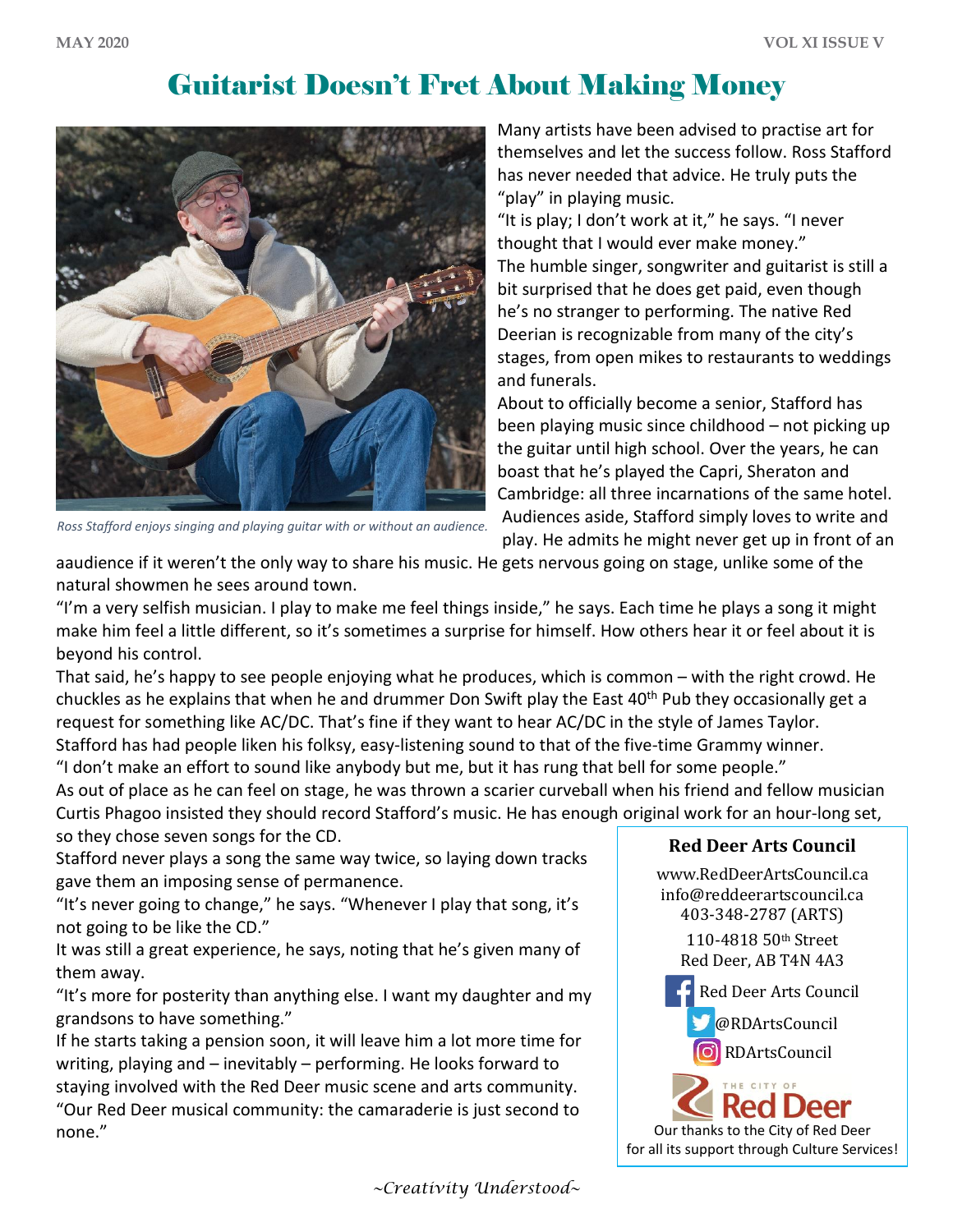# Guitarist Doesn't Fret About Making Money

*Ross Stafford enjoys singing and playing guitar with or without an audience.*

Many artists have been advised to practise art for themselves and let the success follow. Ross Stafford has never needed that advice. He truly puts the "play" in playing music.

"It is play; I don't work at it," he says. "I never thought that I would ever make money."

The humble singer, songwriter and guitarist is still a bit surprised that he does get paid, even though he's no stranger to performing. The native Red Deerian is recognizable from many of the city's stages, from open mikes to restaurants to weddings and funerals.

About to officially become a senior, Stafford has been playing music since childhood – not picking up the guitar until high school. Over the years, he can boast that he's played the Capri, Sheraton and Cambridge: all three incarnations of the same hotel.

Audiences aside, Stafford simply loves to write and play. He admits he might never get up in front of an aaudience if it weren't the only way to share his music. He gets nervous going on stage, unlike some of the natural showmen he sees around town.

"I'm a very selfish musician. I play to make me feel things inside," he says. Each time he plays a song it might make him feel a little different, so it's sometimes a surprise for himself. How others hear it or feel about it is beyond his control.

That said, he's happy to see people enjoying what he produces, which is common – with the right crowd. He chuckles as he explains that when he and drummer Don Swift play the East 40th Pub they occasionally get a request for something like AC/DC. That's fine if they want to hear AC/DC in the style of James Taylor. Stafford has had people liken his folksy, easy-listening sound to that of the five-time Grammy winner.

"I don't make an effort to sound like anybody but me, but it has rung that bell for some people."

As out of place as he can feel on stage, he was thrown a scarier curveball when his friend and fellow musician Curtis Phagoo insisted they should record Stafford's music. He has enough original work for an hour-long set, so they chose seven songs for the CD.

Stafford never plays a song the same way twice, so laying down tracks gave them an imposing sense of permanence.

"It's never going to change," he says. "Whenever I play that song, it's not going to be like the CD."

It was still a great experience, he says, noting that he's given many of them away.

"It's more for posterity than anything else. I want my daughter and my grandsons to have something."

If he starts taking a pension soon, it will leave him a lot more time for writing, playing and – inevitably – performing. He looks forward to staying involved with the Red Deer music scene and arts community.

"Our Red Deer musical community: the camaraderie is just second to none."

**Red Deer Arts Council**

www.RedDeerArtsCouncil.ca
info@reddeerartscouncil.ca
403-348-2787 (ARTS)

110-4818 50th Street
Red Deer, AB T4N 4A3

Red Deer Arts Council
@RDArtsCouncil
RDArtsCouncil

THE CITY OF Red Deer

Our thanks to the City of Red Deer for all its support through Culture Services!

*~Creativity Understood~*